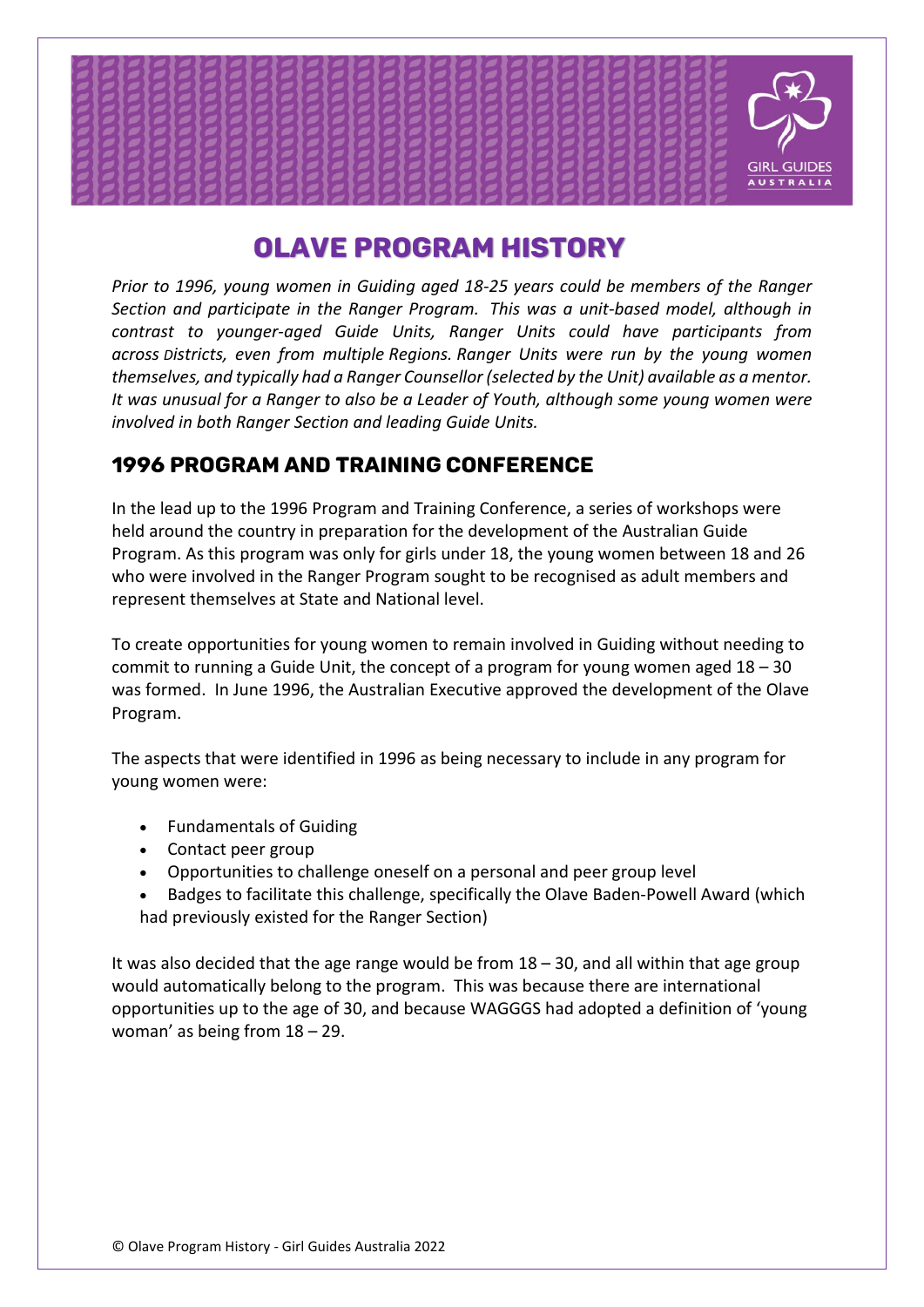# OLAVE PROGRAM HISTORY

*Prior to 1996, young women in Guiding aged 18-25 years could be members of the Ranger Section and participate in the Ranger Program. This was a unit-based model, although in contrast to younger-aged Guide Units, Ranger Units could have participants from across Districts, even from multiple Regions. Ranger Units were run by the young women themselves, and typically had a Ranger Counsellor (selected by the Unit) available as a mentor. It was unusual for a Ranger to also be a Leader of Youth, although some young women were involved in both Ranger Section and leading Guide Units.*

## 1996 PROGRAM AND TRAINING CONFERENCE

In the lead up to the 1996 Program and Training Conference, a series of workshops were held around the country in preparation for the development of the Australian Guide Program. As this program was only for girls under 18, the young women between 18 and 26 who were involved in the Ranger Program sought to be recognised as adult members and represent themselves at State and National level.

To create opportunities for young women to remain involved in Guiding without needing to commit to running a Guide Unit, the concept of a program for young women aged 18 – 30 was formed. In June 1996, the Australian Executive approved the development of the Olave Program.

The aspects that were identified in 1996 as being necessary to include in any program for young women were:

- Fundamentals of Guiding
- Contact peer group
- Opportunities to challenge oneself on a personal and peer group level
- Badges to facilitate this challenge, specifically the Olave Baden-Powell Award (which had previously existed for the Ranger Section)

It was also decided that the age range would be from 18 – 30, and all within that age group would automatically belong to the program. This was because there are international opportunities up to the age of 30, and because WAGGGS had adopted a definition of 'young woman' as being from 18 – 29.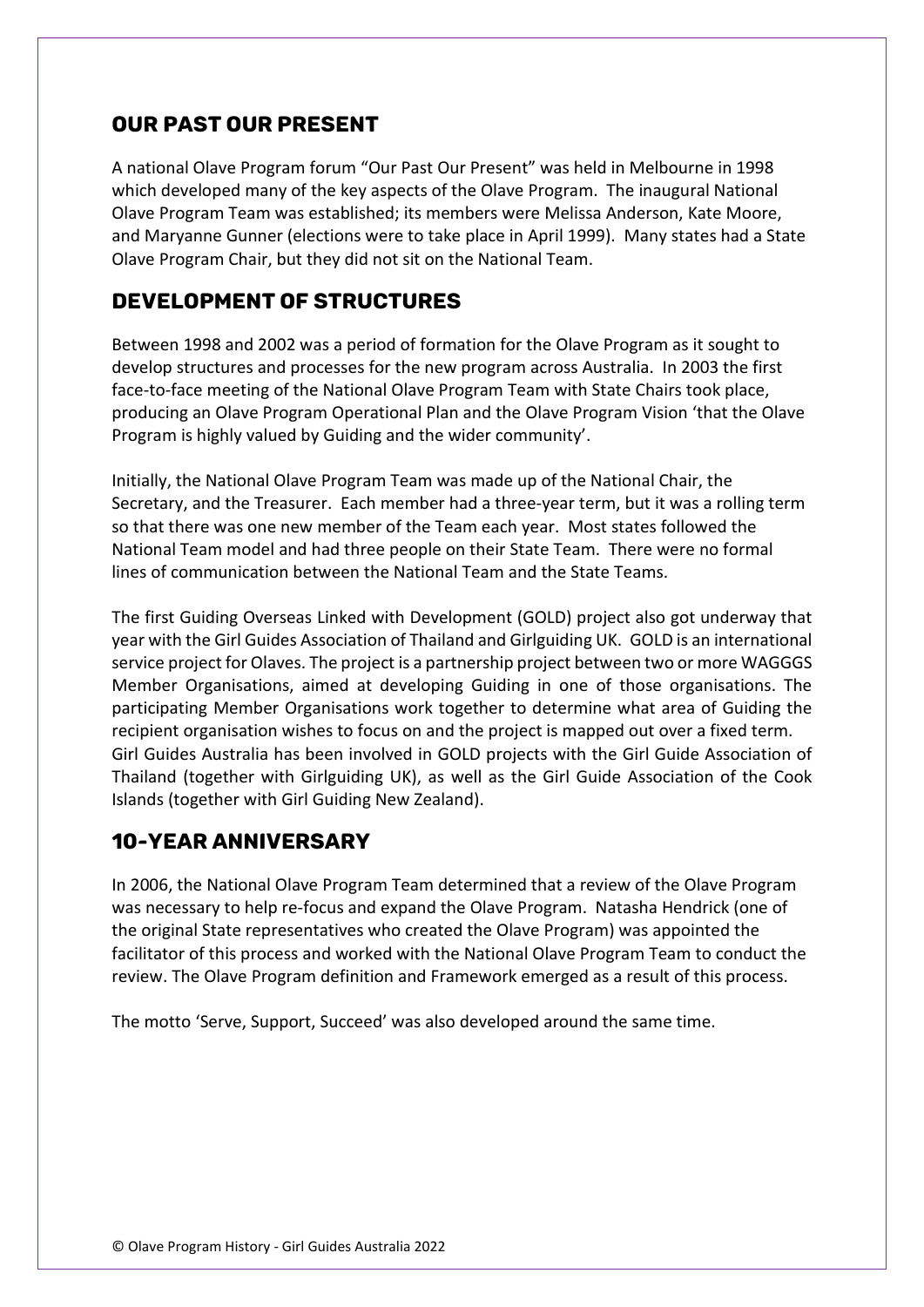## OUR PAST OUR PRESENT

A national Olave Program forum "Our Past Our Present" was held in Melbourne in 1998 which developed many of the key aspects of the Olave Program. The inaugural National Olave Program Team was established; its members were Melissa Anderson, Kate Moore, and Maryanne Gunner (elections were to take place in April 1999). Many states had a State Olave Program Chair, but they did not sit on the National Team.

## DEVELOPMENT OF STRUCTURES

Between 1998 and 2002 was a period of formation for the Olave Program as it sought to develop structures and processes for the new program across Australia. In 2003 the first face-to-face meeting of the National Olave Program Team with State Chairs took place, producing an Olave Program Operational Plan and the Olave Program Vision 'that the Olave Program is highly valued by Guiding and the wider community'.

Initially, the National Olave Program Team was made up of the National Chair, the Secretary, and the Treasurer. Each member had a three-year term, but it was a rolling term so that there was one new member of the Team each year. Most states followed the National Team model and had three people on their State Team. There were no formal lines of communication between the National Team and the State Teams.

The first Guiding Overseas Linked with Development (GOLD) project also got underway that year with the Girl Guides Association of Thailand and Girlguiding UK. GOLD is an international service project for Olaves. The project is a partnership project between two or more WAGGGS Member Organisations, aimed at developing Guiding in one of those organisations. The participating Member Organisations work together to determine what area of Guiding the recipient organisation wishes to focus on and the project is mapped out over a fixed term. Girl Guides Australia has been involved in GOLD projects with the Girl Guide Association of Thailand (together with Girlguiding UK), as well as the Girl Guide Association of the Cook Islands (together with Girl Guiding New Zealand).

## 10-YEAR ANNIVERSARY

In 2006, the National Olave Program Team determined that a review of the Olave Program was necessary to help re-focus and expand the Olave Program. Natasha Hendrick (one of the original State representatives who created the Olave Program) was appointed the facilitator of this process and worked with the National Olave Program Team to conduct the review. The Olave Program definition and Framework emerged as a result of this process.

The motto 'Serve, Support, Succeed' was also developed around the same time.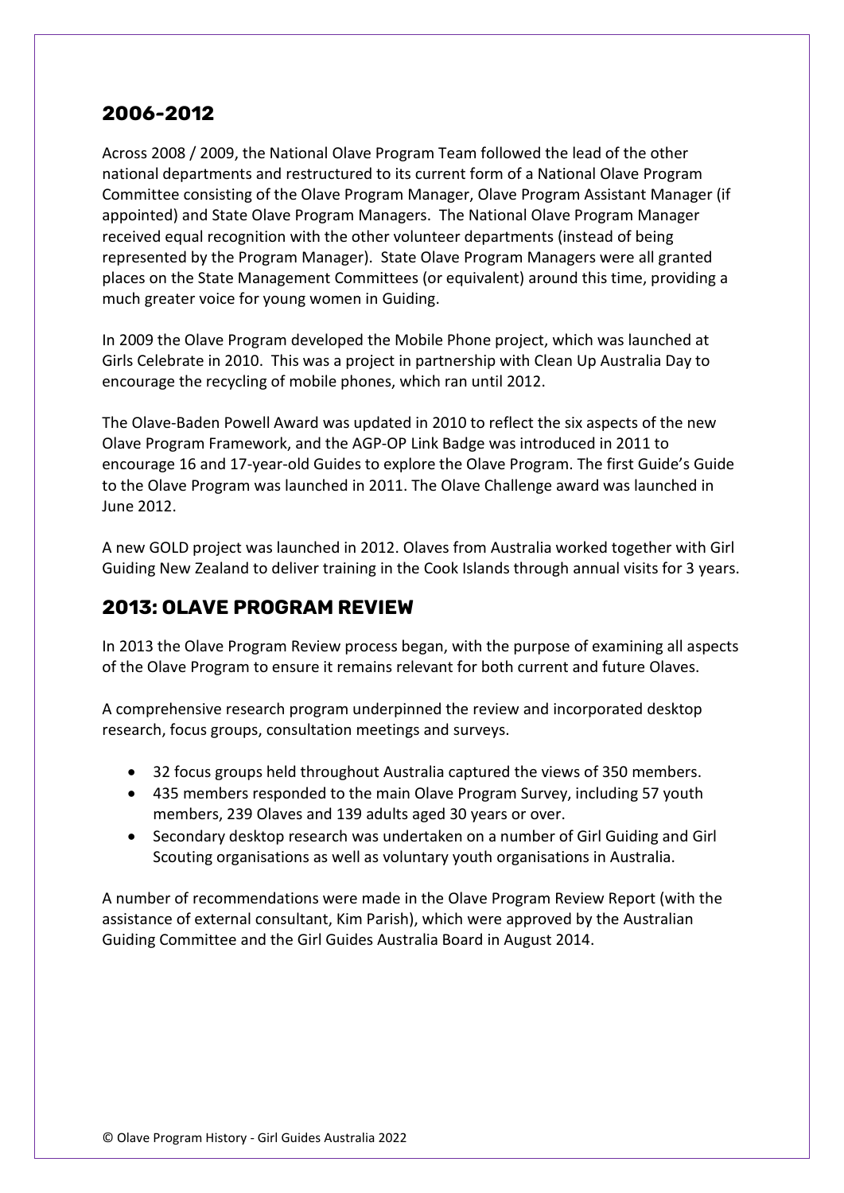## 2006-2012

Across 2008 / 2009, the National Olave Program Team followed the lead of the other national departments and restructured to its current form of a National Olave Program Committee consisting of the Olave Program Manager, Olave Program Assistant Manager (if appointed) and State Olave Program Managers. The National Olave Program Manager received equal recognition with the other volunteer departments (instead of being represented by the Program Manager). State Olave Program Managers were all granted places on the State Management Committees (or equivalent) around this time, providing a much greater voice for young women in Guiding.

In 2009 the Olave Program developed the Mobile Phone project, which was launched at Girls Celebrate in 2010. This was a project in partnership with Clean Up Australia Day to encourage the recycling of mobile phones, which ran until 2012.

The Olave-Baden Powell Award was updated in 2010 to reflect the six aspects of the new Olave Program Framework, and the AGP-OP Link Badge was introduced in 2011 to encourage 16 and 17-year-old Guides to explore the Olave Program. The first Guide's Guide to the Olave Program was launched in 2011. The Olave Challenge award was launched in June 2012.

A new GOLD project was launched in 2012. Olaves from Australia worked together with Girl Guiding New Zealand to deliver training in the Cook Islands through annual visits for 3 years.

## 2013: OLAVE PROGRAM REVIEW

In 2013 the Olave Program Review process began, with the purpose of examining all aspects of the Olave Program to ensure it remains relevant for both current and future Olaves.

A comprehensive research program underpinned the review and incorporated desktop research, focus groups, consultation meetings and surveys.

- 32 focus groups held throughout Australia captured the views of 350 members.
- 435 members responded to the main Olave Program Survey, including 57 youth members, 239 Olaves and 139 adults aged 30 years or over.
- Secondary desktop research was undertaken on a number of Girl Guiding and Girl Scouting organisations as well as voluntary youth organisations in Australia.

A number of recommendations were made in the Olave Program Review Report (with the assistance of external consultant, Kim Parish), which were approved by the Australian Guiding Committee and the Girl Guides Australia Board in August 2014.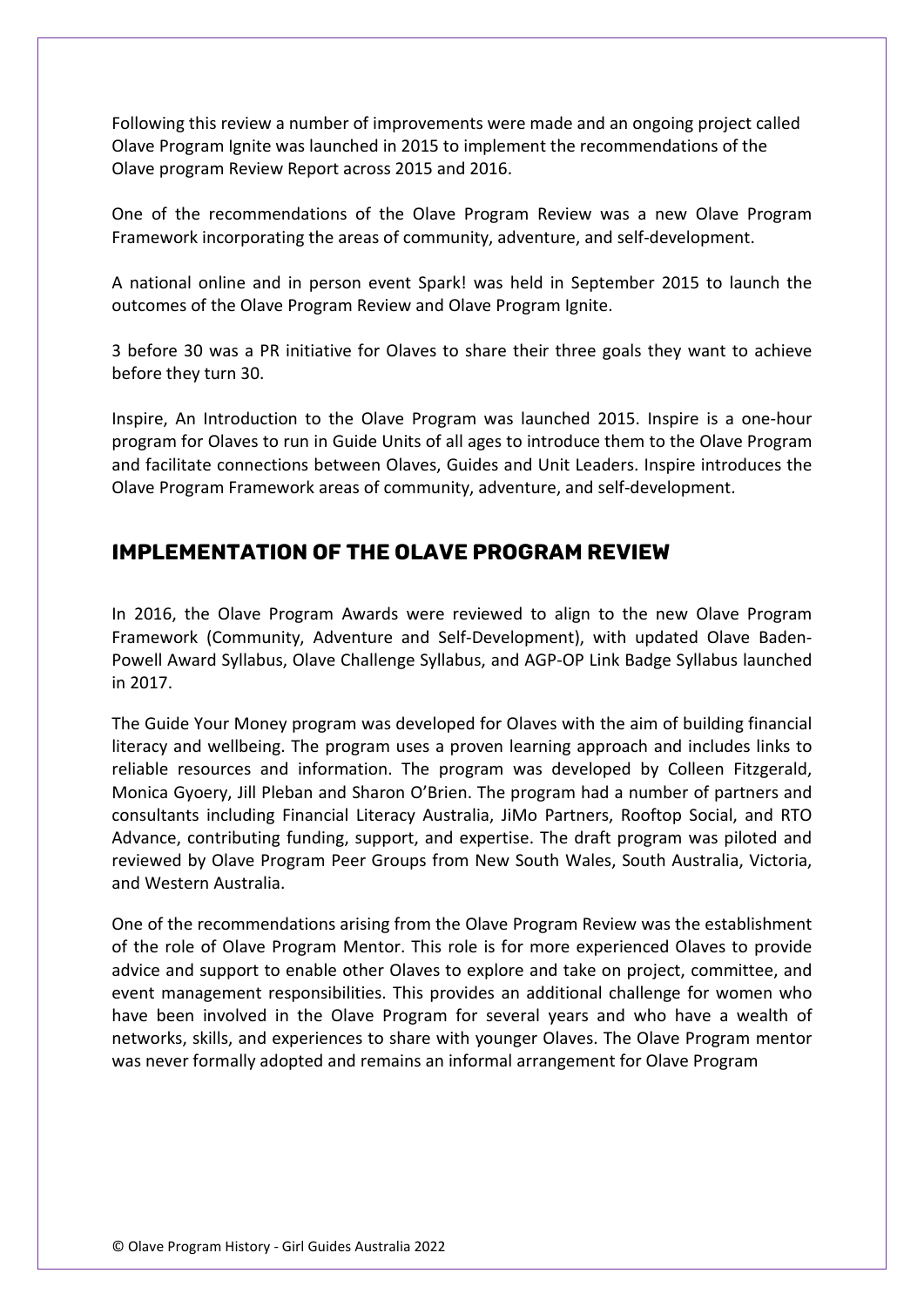Following this review a number of improvements were made and an ongoing project called Olave Program Ignite was launched in 2015 to implement the recommendations of the Olave program Review Report across 2015 and 2016.

One of the recommendations of the Olave Program Review was a new Olave Program Framework incorporating the areas of community, adventure, and self-development.

A national online and in person event Spark! was held in September 2015 to launch the outcomes of the Olave Program Review and Olave Program Ignite.

3 before 30 was a PR initiative for Olaves to share their three goals they want to achieve before they turn 30.

Inspire, An Introduction to the Olave Program was launched 2015. Inspire is a one-hour program for Olaves to run in Guide Units of all ages to introduce them to the Olave Program and facilitate connections between Olaves, Guides and Unit Leaders. Inspire introduces the Olave Program Framework areas of community, adventure, and self-development.

## IMPLEMENTATION OF THE OLAVE PROGRAM REVIEW

In 2016, the Olave Program Awards were reviewed to align to the new Olave Program Framework (Community, Adventure and Self-Development), with updated Olave Baden-Powell Award Syllabus, Olave Challenge Syllabus, and AGP-OP Link Badge Syllabus launched in 2017.

The Guide Your Money program was developed for Olaves with the aim of building financial literacy and wellbeing. The program uses a proven learning approach and includes links to reliable resources and information. The program was developed by Colleen Fitzgerald, Monica Gyoery, Jill Pleban and Sharon O'Brien. The program had a number of partners and consultants including Financial Literacy Australia, JiMo Partners, Rooftop Social, and RTO Advance, contributing funding, support, and expertise. The draft program was piloted and reviewed by Olave Program Peer Groups from New South Wales, South Australia, Victoria, and Western Australia.

One of the recommendations arising from the Olave Program Review was the establishment of the role of Olave Program Mentor. This role is for more experienced Olaves to provide advice and support to enable other Olaves to explore and take on project, committee, and event management responsibilities. This provides an additional challenge for women who have been involved in the Olave Program for several years and who have a wealth of networks, skills, and experiences to share with younger Olaves. The Olave Program mentor was never formally adopted and remains an informal arrangement for Olave Program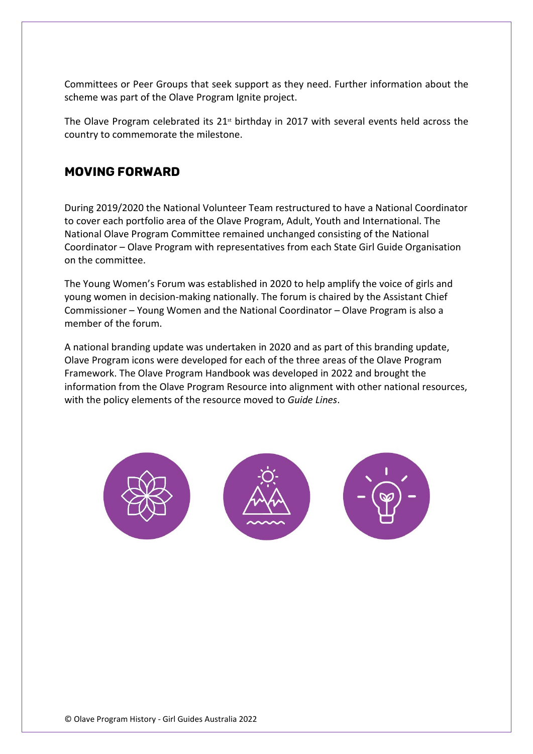Committees or Peer Groups that seek support as they need. Further information about the scheme was part of the Olave Program Ignite project.

The Olave Program celebrated its 21st birthday in 2017 with several events held across the country to commemorate the milestone.

## MOVING FORWARD

During 2019/2020 the National Volunteer Team restructured to have a National Coordinator to cover each portfolio area of the Olave Program, Adult, Youth and International. The National Olave Program Committee remained unchanged consisting of the National Coordinator – Olave Program with representatives from each State Girl Guide Organisation on the committee.

The Young Women's Forum was established in 2020 to help amplify the voice of girls and young women in decision-making nationally. The forum is chaired by the Assistant Chief Commissioner – Young Women and the National Coordinator – Olave Program is also a member of the forum.

A national branding update was undertaken in 2020 and as part of this branding update, Olave Program icons were developed for each of the three areas of the Olave Program Framework. The Olave Program Handbook was developed in 2022 and brought the information from the Olave Program Resource into alignment with other national resources, with the policy elements of the resource moved to *Guide Lines*.

© Olave Program History - Girl Guides Australia 2022